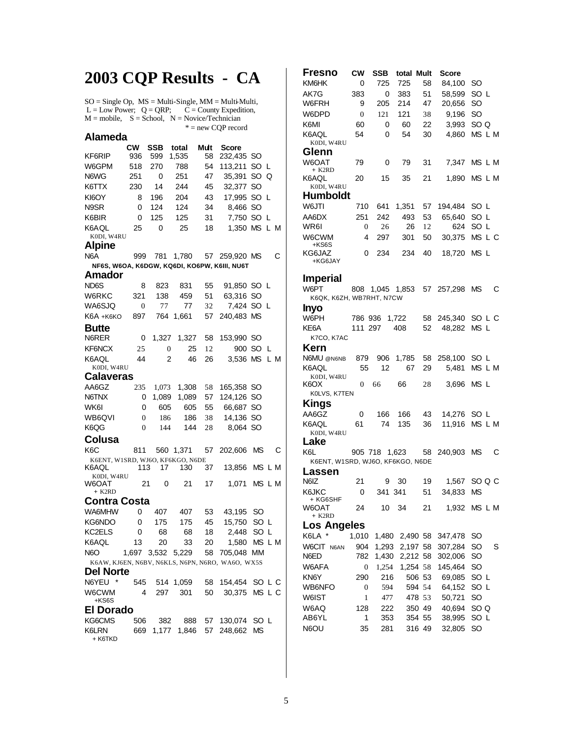# 2003 CQP Results - CA

SO = Single Op, MS = Multi-Single, MM = Multi-Multi,
L = Low Power; Q = QRP; C = County Expedition,
M = mobile, S = School, N = Novice/Technician
\* = new CQP record

## Alameda

| | CW | SSB | total | Mult | Score | | | |
|---|---|---|---|---|---|---|---|---|
| KF6RIP | 936 | 599 | 1,535 | 58 | 232,435 | SO | | |
| W6GPM | 518 | 270 | 788 | 54 | 113,211 | SO | L | |
| N6WG | 251 | 0 | 251 | 47 | 35,391 | SO | Q | |
| K6TTX | 230 | 14 | 244 | 45 | 32,377 | SO | | |
| KI6OY | 8 | 196 | 204 | 43 | 17,995 | SO | L | |
| N9SR | 0 | 124 | 124 | 34 | 8,466 | SO | | |
| K6BIR | 0 | 125 | 125 | 31 | 7,750 | SO | L | |
| K6AQL K0DI, W4RU | 25 | 0 | 25 | 18 | 1,350 | MS | L | M |

## Alpine

| | CW | SSB | total | Mult | Score | | | |
|---|---|---|---|---|---|---|---|---|
| N6A | 999 | 781 | 1,780 | 57 | 259,920 | MS | | C |

NF6S, W6OA, K6DGW, KQ6DI, KO6PW, K6III, NU6T

## Amador

| | CW | SSB | total | Mult | Score | | | |
|---|---|---|---|---|---|---|---|---|
| ND6S | 8 | 823 | 831 | 55 | 91,850 | SO | L | |
| W6RKC | 321 | 138 | 459 | 51 | 63,316 | SO | | |
| WA6SJQ | 0 | 77 | 77 | 32 | 7,424 | SO | L | |
| K6A +K6KO | 897 | 764 | 1,661 | 57 | 240,483 | MS | | |

## Butte

| | CW | SSB | total | Mult | Score | | | |
|---|---|---|---|---|---|---|---|---|
| N6RER | 0 | 1,327 | 1,327 | 58 | 153,990 | SO | | |
| KF6NCX | 25 | 0 | 25 | 12 | 900 | SO | L | |
| K6AQL K0DI, W4RU | 44 | 2 | 46 | 26 | 3,536 | MS | L | M |

## Calaveras

| | CW | SSB | total | Mult | Score | | | |
|---|---|---|---|---|---|---|---|---|
| AA6GZ | 235 | 1,073 | 1,308 | 58 | 165,358 | SO | | |
| N6TNX | 0 | 1,089 | 1,089 | 57 | 124,126 | SO | | |
| WK6I | 0 | 605 | 605 | 55 | 66,687 | SO | | |
| WB6QVI | 0 | 186 | 186 | 38 | 14,136 | SO | | |
| K6QG | 0 | 144 | 144 | 28 | 8,064 | SO | | |

## Colusa

| | CW | SSB | total | Mult | Score | | | |
|---|---|---|---|---|---|---|---|---|
| K6C | 811 | 560 | 1,371 | 57 | 202,606 | MS | | C |
| K6ENT, W1SRD, WJ6O, KF6KGO, N6DE | | | | | | | | |
| K6AQL K0DI, W4RU | 113 | 17 | 130 | 37 | 13,856 | MS | L | M |
| W6OAT + K2RD | 21 | 0 | 21 | 17 | 1,071 | MS | L | M |

## Contra Costa

| | CW | SSB | total | Mult | Score | | | |
|---|---|---|---|---|---|---|---|---|
| WA6MHW | 0 | 407 | 407 | 53 | 43,195 | SO | | |
| KG6NDO | 0 | 175 | 175 | 45 | 15,750 | SO | L | |
| KC2ELS | 0 | 68 | 68 | 18 | 2,448 | SO | L | |
| K6AQL | 13 | 20 | 33 | 20 | 1,580 | MS | L | M |
| N6O | 1,697 | 3,532 | 5,229 | 58 | 705,048 | MM | | |

K6AW, KJ6EN, N6BV, N6KLS, N6PN, N6RO, WA6O, WX5S

## Del Norte

| | CW | SSB | total | Mult | Score | | | |
|---|---|---|---|---|---|---|---|---|
| N6YEU \* | 545 | 514 | 1,059 | 58 | 154,454 | SO | L | C |
| W6CWM +KS6S | 4 | 297 | 301 | 50 | 30,375 | MS | L | C |

## El Dorado

| | CW | SSB | total | Mult | Score | | | |
|---|---|---|---|---|---|---|---|---|
| KG6CMS | 506 | 382 | 888 | 57 | 130,074 | SO | L | |
| K6LRN + K6TKD | 669 | 1,177 | 1,846 | 57 | 248,662 | MS | | |

## Fresno

| | CW | SSB | total | Mult | Score | | | |
|---|---|---|---|---|---|---|---|---|
| KM6HK | 0 | 725 | 725 | 58 | 84,100 | SO | | |
| AK7G | 383 | 0 | 383 | 51 | 58,599 | SO | L | |
| W6FRH | 9 | 205 | 214 | 47 | 20,656 | SO | | |
| W6DPD | 0 | 121 | 121 | 38 | 9,196 | SO | | |
| K6MI | 60 | 0 | 60 | 22 | 3,993 | SO | Q | |
| K6AQL K0DI, W4RU | 54 | 0 | 54 | 30 | 4,860 | MS | L | M |

## Glenn

| | CW | SSB | total | Mult | Score | | | |
|---|---|---|---|---|---|---|---|---|
| W6OAT + K2RD | 79 | 0 | 79 | 31 | 7,347 | MS | L | M |
| K6AQL K0DI, W4RU | 20 | 15 | 35 | 21 | 1,890 | MS | L | M |

## Humboldt

| | CW | SSB | total | Mult | Score | | | |
|---|---|---|---|---|---|---|---|---|
| W6JTI | 710 | 641 | 1,351 | 57 | 194,484 | SO | L | |
| AA6DX | 251 | 242 | 493 | 53 | 65,640 | SO | L | |
| WR6I | 0 | 26 | 26 | 12 | 624 | SO | L | |
| W6CWM +KS6S | 4 | 297 | 301 | 50 | 30,375 | MS | L | C |
| KG6JAZ +KG6JAY | 0 | 234 | 234 | 40 | 18,720 | MS | L | |

## Imperial

| | CW | SSB | total | Mult | Score | | | |
|---|---|---|---|---|---|---|---|---|
| W6PT | 808 | 1,045 | 1,853 | 57 | 257,298 | MS | | C |

K6QK, K6ZH, WB7RHT, N7CW

## Inyo

| | CW | SSB | total | Mult | Score | | | |
|---|---|---|---|---|---|---|---|---|
| W6PH | 786 | 936 | 1,722 | 58 | 245,340 | SO | L | C |
| KE6A K7CO, K7AC | 111 | 297 | 408 | 52 | 48,282 | MS | L | |

## Kern

| | CW | SSB | total | Mult | Score | | | |
|---|---|---|---|---|---|---|---|---|
| N6MU @N6NB | 879 | 906 | 1,785 | 58 | 258,100 | SO | L | |
| K6AQL K0DI, W4RU | 55 | 12 | 67 | 29 | 5,481 | MS | L | M |
| K6OX K0LVS, K7TEN | 0 | 66 | 66 | 28 | 3,696 | MS | L | |

## Kings

| | CW | SSB | total | Mult | Score | | | |
|---|---|---|---|---|---|---|---|---|
| AA6GZ | 0 | 166 | 166 | 43 | 14,276 | SO | L | |
| K6AQL K0DI, W4RU | 61 | 74 | 135 | 36 | 11,916 | MS | L | M |

## Lake

| | CW | SSB | total | Mult | Score | | | |
|---|---|---|---|---|---|---|---|---|
| K6L | 905 | 718 | 1,623 | 58 | 240,903 | MS | | C |

K6ENT, W1SRD, WJ6O, KF6KGO, N6DE

## Lassen

| | CW | SSB | total | Mult | Score | | | |
|---|---|---|---|---|---|---|---|---|
| N6IZ | 21 | 9 | 30 | 19 | 1,567 | SO | Q | C |
| K6JKC + KG6SHF | 0 | 341 | 341 | 51 | 34,833 | MS | | |
| W6OAT + K2RD | 24 | 10 | 34 | 21 | 1,932 | MS | L | M |

## Los Angeles

| | CW | SSB | total | Mult | Score | | | |
|---|---|---|---|---|---|---|---|---|
| K6LA \* | 1,010 | 1,480 | 2,490 | 58 | 347,478 | SO | | |
| W6CIT N6AN | 904 | 1,293 | 2,197 | 58 | 307,284 | SO | | S |
| N6ED | 782 | 1,430 | 2,212 | 58 | 302,006 | SO | | |
| W6AFA | 0 | 1,254 | 1,254 | 58 | 145,464 | SO | | |
| KN6Y | 290 | 216 | 506 | 53 | 69,085 | SO | L | |
| WB6NFO | 0 | 594 | 594 | 54 | 64,152 | SO | L | |
| W6IST | 1 | 477 | 478 | 53 | 50,721 | SO | | |
| W6AQ | 128 | 222 | 350 | 49 | 40,694 | SO | Q | |
| AB6YL | 1 | 353 | 354 | 55 | 38,995 | SO | L | |
| N6OU | 35 | 281 | 316 | 49 | 32,805 | SO | | |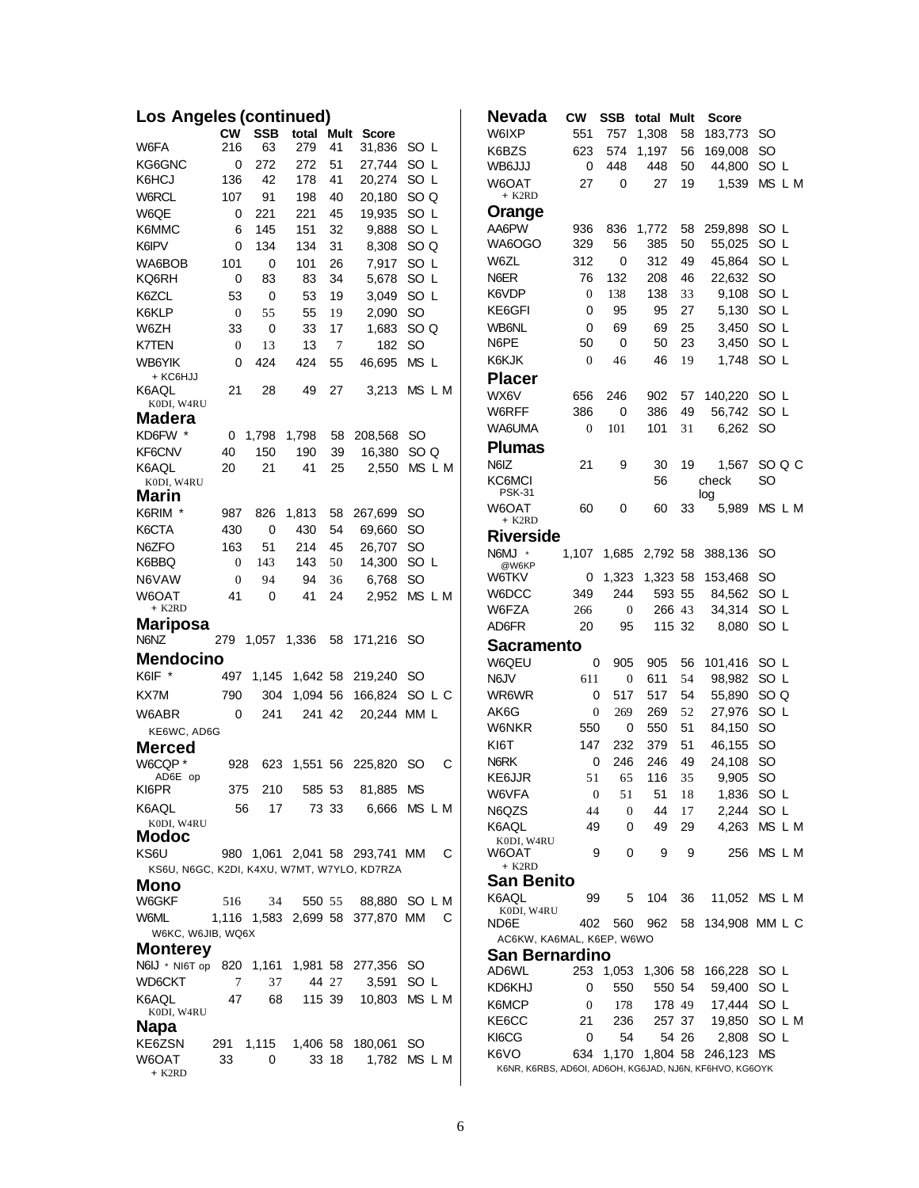## Los Angeles (continued)

| | CW | SSB | total | Mult | Score | |
|---|---|---|---|---|---|---|
| W6FA | 216 | 63 | 279 | 41 | 31,836 | SO L |
| KG6GNC | 0 | 272 | 272 | 51 | 27,744 | SO L |
| K6HCJ | 136 | 42 | 178 | 41 | 20,274 | SO L |
| W6RCL | 107 | 91 | 198 | 40 | 20,180 | SO Q |
| W6QE | 0 | 221 | 221 | 45 | 19,935 | SO L |
| K6MMC | 6 | 145 | 151 | 32 | 9,888 | SO L |
| K6IPV | 0 | 134 | 134 | 31 | 8,308 | SO Q |
| WA6BOB | 101 | 0 | 101 | 26 | 7,917 | SO L |
| KQ6RH | 0 | 83 | 83 | 34 | 5,678 | SO L |
| K6ZCL | 53 | 0 | 53 | 19 | 3,049 | SO L |
| K6KLP | 0 | 55 | 55 | 19 | 2,090 | SO |
| W6ZH | 33 | 0 | 33 | 17 | 1,683 | SO Q |
| K7TEN | 0 | 13 | 13 | 7 | 182 | SO |
| WB6YIK + KC6HJJ | 0 | 424 | 424 | 55 | 46,695 | MS L |
| K6AQL K0DI, W4RU | 21 | 28 | 49 | 27 | 3,213 | MS L M |

## Madera

| | CW | SSB | total | Mult | Score | |
|---|---|---|---|---|---|---|
| KD6FW * | 0 | 1,798 | 1,798 | 58 | 208,568 | SO |
| KF6CNV | 40 | 150 | 190 | 39 | 16,380 | SO Q |
| K6AQL K0DI, W4RU | 20 | 21 | 41 | 25 | 2,550 | MS L M |

## Marin

| | CW | SSB | total | Mult | Score | |
|---|---|---|---|---|---|---|
| K6RIM * | 987 | 826 | 1,813 | 58 | 267,699 | SO |
| K6CTA | 430 | 0 | 430 | 54 | 69,660 | SO |
| N6ZFO | 163 | 51 | 214 | 45 | 26,707 | SO |
| K6BBQ | 0 | 143 | 143 | 50 | 14,300 | SO L |
| N6VAW | 0 | 94 | 94 | 36 | 6,768 | SO |
| W6OAT + K2RD | 41 | 0 | 41 | 24 | 2,952 | MS L M |

## Mariposa

| | CW | SSB | total | Mult | Score | |
|---|---|---|---|---|---|---|
| N6NZ | 279 | 1,057 | 1,336 | 58 | 171,216 | SO |

## Mendocino

| | CW | SSB | total | Mult | Score | |
|---|---|---|---|---|---|---|
| K6IF * | 497 | 1,145 | 1,642 | 58 | 219,240 | SO |
| KX7M | 790 | 304 | 1,094 | 56 | 166,824 | SO L C |
| W6ABR KE6WC, AD6G | 0 | 241 | 241 | 42 | 20,244 | MM L |

## Merced

| | CW | SSB | total | Mult | Score | |
|---|---|---|---|---|---|---|
| W6CQP * AD6E op | 928 | 623 | 1,551 | 56 | 225,820 | SO C |
| KI6PR | 375 | 210 | 585 | 53 | 81,885 | MS |
| K6AQL K0DI, W4RU | 56 | 17 | 73 | 33 | 6,666 | MS L M |

## Modoc

| | CW | SSB | total | Mult | Score | |
|---|---|---|---|---|---|---|
| KS6U KS6U, N6GC, K2DI, K4XU, W7MT, W7YLO, KD7RZA | 980 | 1,061 | 2,041 | 58 | 293,741 | MM C |

## Mono

| | CW | SSB | total | Mult | Score | |
|---|---|---|---|---|---|---|
| W6GKF | 516 | 34 | 550 | 55 | 88,880 | SO L M |
| W6ML W6KC, W6JIB, WQ6X | 1,116 | 1,583 | 2,699 | 58 | 377,870 | MM C |

## Monterey

| | CW | SSB | total | Mult | Score | |
|---|---|---|---|---|---|---|
| N6IJ * NI6T op | 820 | 1,161 | 1,981 | 58 | 277,356 | SO |
| WD6CKT | 7 | 37 | 44 | 27 | 3,591 | SO L |
| K6AQL K0DI, W4RU | 47 | 68 | 115 | 39 | 10,803 | MS L M |

## Napa

| | CW | SSB | total | Mult | Score | |
|---|---|---|---|---|---|---|
| KE6ZSN | 291 | 1,115 | 1,406 | 58 | 180,061 | SO |
| W6OAT + K2RD | 33 | 0 | 33 | 18 | 1,782 | MS L M |

## Nevada

| | CW | SSB | total | Mult | Score | |
|---|---|---|---|---|---|---|
| W6IXP | 551 | 757 | 1,308 | 58 | 183,773 | SO |
| K6BZS | 623 | 574 | 1,197 | 56 | 169,008 | SO |
| WB6JJJ | 0 | 448 | 448 | 50 | 44,800 | SO L |
| W6OAT + K2RD | 27 | 0 | 27 | 19 | 1,539 | MS L M |

## Orange

| | CW | SSB | total | Mult | Score | |
|---|---|---|---|---|---|---|
| AA6PW | 936 | 836 | 1,772 | 58 | 259,898 | SO L |
| WA6OGO | 329 | 56 | 385 | 50 | 55,025 | SO L |
| W6ZL | 312 | 0 | 312 | 49 | 45,864 | SO L |
| N6ER | 76 | 132 | 208 | 46 | 22,632 | SO |
| K6VDP | 0 | 138 | 138 | 33 | 9,108 | SO L |
| KE6GFI | 0 | 95 | 95 | 27 | 5,130 | SO L |
| WB6NL | 0 | 69 | 69 | 25 | 3,450 | SO L |
| N6PE | 50 | 0 | 50 | 23 | 3,450 | SO L |
| K6KJK | 0 | 46 | 46 | 19 | 1,748 | SO L |

## Placer

| | CW | SSB | total | Mult | Score | |
|---|---|---|---|---|---|---|
| WX6V | 656 | 246 | 902 | 57 | 140,220 | SO L |
| W6RFF | 386 | 0 | 386 | 49 | 56,742 | SO L |
| WA6UMA | 0 | 101 | 101 | 31 | 6,262 | SO |

## Plumas

| | CW | SSB | total | Mult | Score | |
|---|---|---|---|---|---|---|
| N6IZ | 21 | 9 | 30 | 19 | 1,567 | SO Q C |
| KC6MCI PSK-31 | | | 56 | | check log | SO |
| W6OAT + K2RD | 60 | 0 | 60 | 33 | 5,989 | MS L M |

## Riverside

| | CW | SSB | total | Mult | Score | |
|---|---|---|---|---|---|---|
| N6MJ * @W6KP | 1,107 | 1,685 | 2,792 | 58 | 388,136 | SO |
| W6TKV | 0 | 1,323 | 1,323 | 58 | 153,468 | SO |
| W6DCC | 349 | 244 | 593 | 55 | 84,562 | SO L |
| W6FZA | 266 | 0 | 266 | 43 | 34,314 | SO L |
| AD6FR | 20 | 95 | 115 | 32 | 8,080 | SO L |

## Sacramento

| | CW | SSB | total | Mult | Score | |
|---|---|---|---|---|---|---|
| W6QEU | 0 | 905 | 905 | 56 | 101,416 | SO L |
| N6JV | 611 | 0 | 611 | 54 | 98,982 | SO L |
| WR6WR | 0 | 517 | 517 | 54 | 55,890 | SO Q |
| AK6G | 0 | 269 | 269 | 52 | 27,976 | SO L |
| W6NKR | 550 | 0 | 550 | 51 | 84,150 | SO |
| KI6T | 147 | 232 | 379 | 51 | 46,155 | SO |
| N6RK | 0 | 246 | 246 | 49 | 24,108 | SO |
| KE6JJR | 51 | 65 | 116 | 35 | 9,905 | SO |
| W6VFA | 0 | 51 | 51 | 18 | 1,836 | SO L |
| N6QZS | 44 | 0 | 44 | 17 | 2,244 | SO L |
| K6AQL K0DI, W4RU | 49 | 0 | 49 | 29 | 4,263 | MS L M |
| W6OAT + K2RD | 9 | 0 | 9 | 9 | 256 | MS L M |

## San Benito

| | CW | SSB | total | Mult | Score | |
|---|---|---|---|---|---|---|
| K6AQL K0DI, W4RU | 99 | 5 | 104 | 36 | 11,052 | MS L M |
| ND6E AC6KW, KA6MAL, K6EP, W6WO | 402 | 560 | 962 | 58 | 134,908 | MM L C |

## San Bernardino

| | CW | SSB | total | Mult | Score | |
|---|---|---|---|---|---|---|
| AD6WL | 253 | 1,053 | 1,306 | 58 | 166,228 | SO L |
| KD6KHJ | 0 | 550 | 550 | 54 | 59,400 | SO L |
| K6MCP | 0 | 178 | 178 | 49 | 17,444 | SO L |
| KE6CC | 21 | 236 | 257 | 37 | 19,850 | SO L M |
| KI6CG | 0 | 54 | 54 | 26 | 2,808 | SO L |
| K6VO K6NR, K6RBS, AD6OI, AD6OH, KG6JAD, NJ6N, KF6HVO, KG6OYK | 634 | 1,170 | 1,804 | 58 | 246,123 | MS |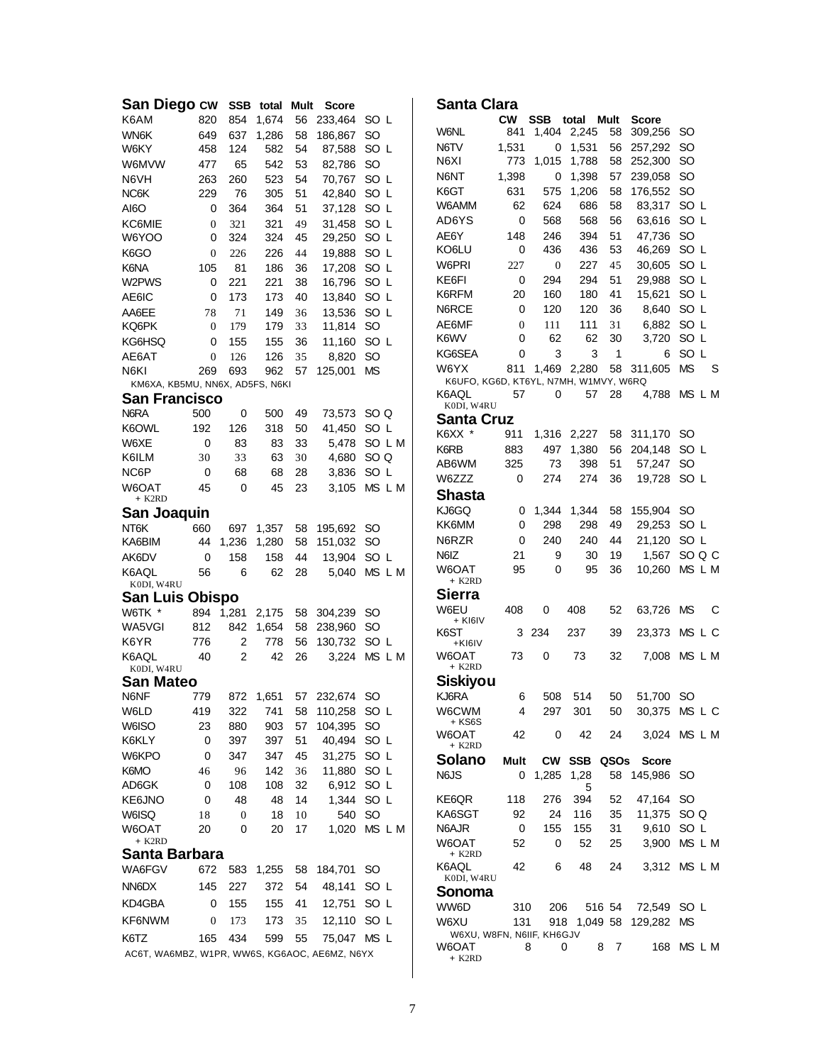## San Diego

| Call | CW | SSB | total | Mult | Score | | |
|---|---|---|---|---|---|---|---|
| K6AM | 820 | 854 | 1,674 | 56 | 233,464 | SO | L |
| WN6K | 649 | 637 | 1,286 | 58 | 186,867 | SO | |
| W6KY | 458 | 124 | 582 | 54 | 87,588 | SO | L |
| W6MVW | 477 | 65 | 542 | 53 | 82,786 | SO | |
| N6VH | 263 | 260 | 523 | 54 | 70,767 | SO | L |
| NC6K | 229 | 76 | 305 | 51 | 42,840 | SO | L |
| AI6O | 0 | 364 | 364 | 51 | 37,128 | SO | L |
| KC6MIE | 0 | 321 | 321 | 49 | 31,458 | SO | L |
| W6YOO | 0 | 324 | 324 | 45 | 29,250 | SO | L |
| K6GO | 0 | 226 | 226 | 44 | 19,888 | SO | L |
| K6NA | 105 | 81 | 186 | 36 | 17,208 | SO | L |
| W2PWS | 0 | 221 | 221 | 38 | 16,796 | SO | L |
| AE6IC | 0 | 173 | 173 | 40 | 13,840 | SO | L |
| AA6EE | 78 | 71 | 149 | 36 | 13,536 | SO | L |
| KQ6PK | 0 | 179 | 179 | 33 | 11,814 | SO | |
| KG6HSQ | 0 | 155 | 155 | 36 | 11,160 | SO | L |
| AE6AT | 0 | 126 | 126 | 35 | 8,820 | SO | |
| N6KI | 269 | 693 | 962 | 57 | 125,001 | MS | |

KM6XA, KB5MU, NN6X, AD5FS, N6KI

## San Francisco

| Call | CW | SSB | total | Mult | Score | | | |
|---|---|---|---|---|---|---|---|---|
| N6RA | 500 | 0 | 500 | 49 | 73,573 | SO | Q | |
| K6OWL | 192 | 126 | 318 | 50 | 41,450 | SO | L | |
| W6XE | 0 | 83 | 83 | 33 | 5,478 | SO | L | M |
| K6ILM | 30 | 33 | 63 | 30 | 4,680 | SO | Q | |
| NC6P | 0 | 68 | 68 | 28 | 3,836 | SO | L | |
| W6OAT + K2RD | 45 | 0 | 45 | 23 | 3,105 | MS | L | M |

## San Joaquin

| Call | CW | SSB | total | Mult | Score | | | |
|---|---|---|---|---|---|---|---|---|
| NT6K | 660 | 697 | 1,357 | 58 | 195,692 | SO | | |
| KA6BIM | 44 | 1,236 | 1,280 | 58 | 151,032 | SO | | |
| AK6DV | 0 | 158 | 158 | 44 | 13,904 | SO | L | |
| K6AQL K0DI, W4RU | 56 | 6 | 62 | 28 | 5,040 | MS | L | M |

## San Luis Obispo

| Call | CW | SSB | total | Mult | Score | | | |
|---|---|---|---|---|---|---|---|---|
| W6TK * | 894 | 1,281 | 2,175 | 58 | 304,239 | SO | | |
| WA5VGI | 812 | 842 | 1,654 | 58 | 238,960 | SO | | |
| K6YR | 776 | 2 | 778 | 56 | 130,732 | SO | L | |
| K6AQL K0DI, W4RU | 40 | 2 | 42 | 26 | 3,224 | MS | L | M |

## San Mateo

| Call | CW | SSB | total | Mult | Score | | | |
|---|---|---|---|---|---|---|---|---|
| N6NF | 779 | 872 | 1,651 | 57 | 232,674 | SO | | |
| W6LD | 419 | 322 | 741 | 58 | 110,258 | SO | L | |
| W6ISO | 23 | 880 | 903 | 57 | 104,395 | SO | | |
| K6KLY | 0 | 397 | 397 | 51 | 40,494 | SO | L | |
| W6KPO | 0 | 347 | 347 | 45 | 31,275 | SO | L | |
| K6MO | 46 | 96 | 142 | 36 | 11,880 | SO | L | |
| AD6GK | 0 | 108 | 108 | 32 | 6,912 | SO | L | |
| KE6JNO | 0 | 48 | 48 | 14 | 1,344 | SO | L | |
| W6ISQ | 18 | 0 | 18 | 10 | 540 | SO | | |
| W6OAT + K2RD | 20 | 0 | 20 | 17 | 1,020 | MS | L | M |

## Santa Barbara

| Call | CW | SSB | total | Mult | Score | | |
|---|---|---|---|---|---|---|---|
| WA6FGV | 672 | 583 | 1,255 | 58 | 184,701 | SO | |
| NN6DX | 145 | 227 | 372 | 54 | 48,141 | SO | L |
| KD4GBA | 0 | 155 | 155 | 41 | 12,751 | SO | L |
| KF6NWM | 0 | 173 | 173 | 35 | 12,110 | SO | L |
| K6TZ | 165 | 434 | 599 | 55 | 75,047 | MS | L |

AC6T, WA6MBZ, W1PR, WW6S, KG6AOC, AE6MZ, N6YX

## Santa Clara

| Call | CW | SSB | total | Mult | Score | | | |
|---|---|---|---|---|---|---|---|---|
| W6NL | 841 | 1,404 | 2,245 | 58 | 309,256 | SO | | |
| N6TV | 1,531 | 0 | 1,531 | 56 | 257,292 | SO | | |
| N6XI | 773 | 1,015 | 1,788 | 58 | 252,300 | SO | | |
| N6NT | 1,398 | 0 | 1,398 | 57 | 239,058 | SO | | |
| K6GT | 631 | 575 | 1,206 | 58 | 176,552 | SO | | |
| W6AMM | 62 | 624 | 686 | 58 | 83,317 | SO | L | |
| AD6YS | 0 | 568 | 568 | 56 | 63,616 | SO | L | |
| AE6Y | 148 | 246 | 394 | 51 | 47,736 | SO | | |
| KO6LU | 0 | 436 | 436 | 53 | 46,269 | SO | L | |
| W6PRI | 227 | 0 | 227 | 45 | 30,605 | SO | L | |
| KE6FI | 0 | 294 | 294 | 51 | 29,988 | SO | L | |
| K6RFM | 20 | 160 | 180 | 41 | 15,621 | SO | L | |
| N6RCE | 0 | 120 | 120 | 36 | 8,640 | SO | L | |
| AE6MF | 0 | 111 | 111 | 31 | 6,882 | SO | L | |
| K6WV | 0 | 62 | 62 | 30 | 3,720 | SO | L | |
| KG6SEA | 0 | 3 | 3 | 1 | 6 | SO | L | |
| W6YX | 811 | 1,469 | 2,280 | 58 | 311,605 | MS | | S |

K6UFO, KG6D, KT6YL, N7MH, W1MVY, W6RQ

| Call | CW | SSB | total | Mult | Score | | | |
|---|---|---|---|---|---|---|---|---|
| K6AQL K0DI, W4RU | 57 | 0 | 57 | 28 | 4,788 | MS | L | M |

## Santa Cruz

| Call | CW | SSB | total | Mult | Score | | |
|---|---|---|---|---|---|---|---|
| K6XX * | 911 | 1,316 | 2,227 | 58 | 311,170 | SO | |
| K6RB | 883 | 497 | 1,380 | 56 | 204,148 | SO | L |
| AB6WM | 325 | 73 | 398 | 51 | 57,247 | SO | |
| W6ZZZ | 0 | 274 | 274 | 36 | 19,728 | SO | L |

## Shasta

| Call | CW | SSB | total | Mult | Score | | | |
|---|---|---|---|---|---|---|---|---|
| KJ6GQ | 0 | 1,344 | 1,344 | 58 | 155,904 | SO | | |
| KK6MM | 0 | 298 | 298 | 49 | 29,253 | SO | L | |
| N6RZR | 0 | 240 | 240 | 44 | 21,120 | SO | L | |
| N6IZ | 21 | 9 | 30 | 19 | 1,567 | SO | Q | C |
| W6OAT + K2RD | 95 | 0 | 95 | 36 | 10,260 | MS | L | M |

## Sierra

| Call | CW | SSB | total | Mult | Score | | | |
|---|---|---|---|---|---|---|---|---|
| W6EU + KI6IV | 408 | 0 | 408 | 52 | 63,726 | MS | | C |
| K6ST +KI6IV | 3 | 234 | 237 | 39 | 23,373 | MS | L | C |
| W6OAT + K2RD | 73 | 0 | 73 | 32 | 7,008 | MS | L | M |

## Siskiyou

| Call | CW | SSB | total | Mult | Score | | | |
|---|---|---|---|---|---|---|---|---|
| KJ6RA | 6 | 508 | 514 | 50 | 51,700 | SO | | |
| W6CWM + KS6S | 4 | 297 | 301 | 50 | 30,375 | MS | L | C |
| W6OAT + K2RD | 42 | 0 | 42 | 24 | 3,024 | MS | L | M |

## Solano

| Call | Mult | CW | SSB | QSOs | Score | | | |
|---|---|---|---|---|---|---|---|---|
| N6JS | 0 | 1,285 | 1,285 | 58 | 145,986 | SO | | |
| KE6QR | 118 | 276 | 394 | 52 | 47,164 | SO | | |
| KA6SGT | 92 | 24 | 116 | 35 | 11,375 | SO | Q | |
| N6AJR | 0 | 155 | 155 | 31 | 9,610 | SO | L | |
| W6OAT + K2RD | 52 | 0 | 52 | 25 | 3,900 | MS | L | M |
| K6AQL K0DI, W4RU | 42 | 6 | 48 | 24 | 3,312 | MS | L | M |

## Sonoma

| Call | CW | SSB | total | Mult | Score | | | |
|---|---|---|---|---|---|---|---|---|
| WW6D | 310 | 206 | 516 | 54 | 72,549 | SO | L | |
| W6XU | 131 | 918 | 1,049 | 58 | 129,282 | MS | | |

W6XU, W8FN, N6IIF, KH6GJV

| Call | CW | SSB | total | Mult | Score | | | |
|---|---|---|---|---|---|---|---|---|
| W6OAT + K2RD | 8 | 0 | 8 | 7 | 168 | MS | L | M |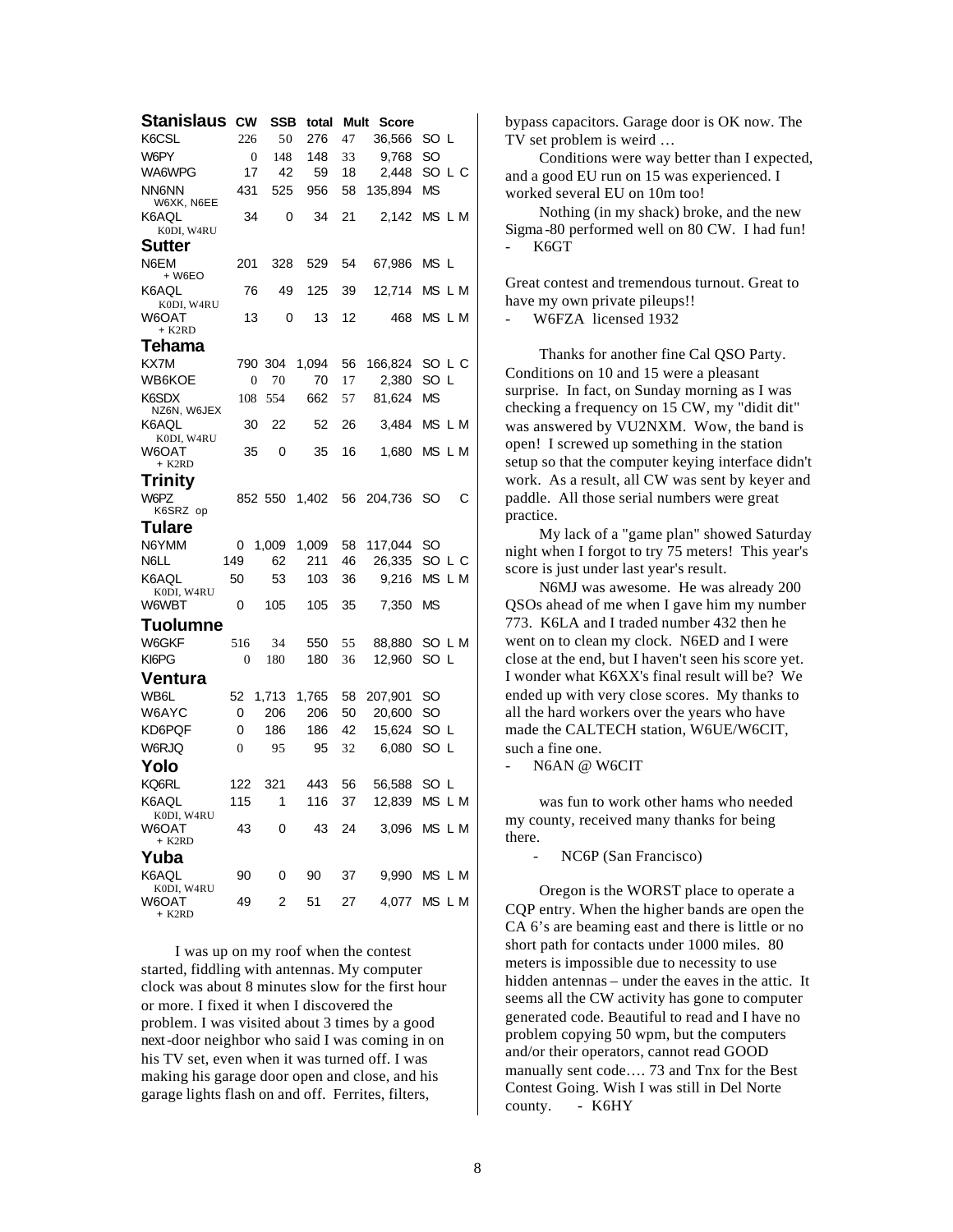| Stanislaus | CW | SSB | total | Mult | Score | | | |
|---|---|---|---|---|---|---|---|---|
| K6CSL | 226 | 50 | 276 | 47 | 36,566 | SO | L | |
| W6PY | 0 | 148 | 148 | 33 | 9,768 | SO | | |
| WA6WPG | 17 | 42 | 59 | 18 | 2,448 | SO | L | C |
| NN6NN<br>W6XK, N6EE | 431 | 525 | 956 | 58 | 135,894 | MS | | |
| K6AQL<br>K0DI, W4RU | 34 | 0 | 34 | 21 | 2,142 | MS | L | M |
| **Sutter** | | | | | | | | |
| N6EM<br>+ W6EO | 201 | 328 | 529 | 54 | 67,986 | MS | L | |
| K6AQL<br>K0DI, W4RU | 76 | 49 | 125 | 39 | 12,714 | MS | L | M |
| W6OAT<br>+ K2RD | 13 | 0 | 13 | 12 | 468 | MS | L | M |
| **Tehama** | | | | | | | | |
| KX7M | 790 | 304 | 1,094 | 56 | 166,824 | SO | L | C |
| WB6KOE | 0 | 70 | 70 | 17 | 2,380 | SO | L | |
| K6SDX<br>NZ6N, W6JEX | 108 | 554 | 662 | 57 | 81,624 | MS | | |
| K6AQL<br>K0DI, W4RU | 30 | 22 | 52 | 26 | 3,484 | MS | L | M |
| W6OAT<br>+ K2RD | 35 | 0 | 35 | 16 | 1,680 | MS | L | M |
| **Trinity** | | | | | | | | |
| W6PZ<br>K6SRZ op | 852 | 550 | 1,402 | 56 | 204,736 | SO | | C |
| **Tulare** | | | | | | | | |
| N6YMM | 0 | 1,009 | 1,009 | 58 | 117,044 | SO | | |
| N6LL | 149 | 62 | 211 | 46 | 26,335 | SO | L | C |
| K6AQL<br>K0DI, W4RU | 50 | 53 | 103 | 36 | 9,216 | MS | L | M |
| W6WBT | 0 | 105 | 105 | 35 | 7,350 | MS | | |
| **Tuolumne** | | | | | | | | |
| W6GKF | 516 | 34 | 550 | 55 | 88,880 | SO | L | M |
| KI6PG | 0 | 180 | 180 | 36 | 12,960 | SO | L | |
| **Ventura** | | | | | | | | |
| WB6L | 52 | 1,713 | 1,765 | 58 | 207,901 | SO | | |
| W6AYC | 0 | 206 | 206 | 50 | 20,600 | SO | | |
| KD6PQF | 0 | 186 | 186 | 42 | 15,624 | SO | L | |
| W6RJQ | 0 | 95 | 95 | 32 | 6,080 | SO | L | |
| **Yolo** | | | | | | | | |
| KQ6RL | 122 | 321 | 443 | 56 | 56,588 | SO | L | |
| K6AQL<br>K0DI, W4RU | 115 | 1 | 116 | 37 | 12,839 | MS | L | M |
| W6OAT<br>+ K2RD | 43 | 0 | 43 | 24 | 3,096 | MS | L | M |
| **Yuba** | | | | | | | | |
| K6AQL<br>K0DI, W4RU | 90 | 0 | 90 | 37 | 9,990 | MS | L | M |
| W6OAT<br>+ K2RD | 49 | 2 | 51 | 27 | 4,077 | MS | L | M |

I was up on my roof when the contest started, fiddling with antennas. My computer clock was about 8 minutes slow for the first hour or more. I fixed it when I discovered the problem. I was visited about 3 times by a good next-door neighbor who said I was coming in on his TV set, even when it was turned off. I was making his garage door open and close, and his garage lights flash on and off. Ferrites, filters, bypass capacitors. Garage door is OK now. The TV set problem is weird …

Conditions were way better than I expected, and a good EU run on 15 was experienced. I worked several EU on 10m too!

Nothing (in my shack) broke, and the new Sigma-80 performed well on 80 CW. I had fun!

- K6GT

Great contest and tremendous turnout. Great to have my own private pileups!!

- W6FZA licensed 1932

Thanks for another fine Cal QSO Party. Conditions on 10 and 15 were a pleasant surprise. In fact, on Sunday morning as I was checking a frequency on 15 CW, my "didit dit" was answered by VU2NXM. Wow, the band is open! I screwed up something in the station setup so that the computer keying interface didn't work. As a result, all CW was sent by keyer and paddle. All those serial numbers were great practice.

My lack of a "game plan" showed Saturday night when I forgot to try 75 meters! This year's score is just under last year's result.

N6MJ was awesome. He was already 200 QSOs ahead of me when I gave him my number 773. K6LA and I traded number 432 then he went on to clean my clock. N6ED and I were close at the end, but I haven't seen his score yet. I wonder what K6XX's final result will be? We ended up with very close scores. My thanks to all the hard workers over the years who have made the CALTECH station, W6UE/W6CIT, such a fine one.

- N6AN @ W6CIT

was fun to work other hams who needed my county, received many thanks for being there.

- NC6P (San Francisco)

Oregon is the WORST place to operate a CQP entry. When the higher bands are open the CA 6's are beaming east and there is little or no short path for contacts under 1000 miles. 80 meters is impossible due to necessity to use hidden antennas – under the eaves in the attic. It seems all the CW activity has gone to computer generated code. Beautiful to read and I have no problem copying 50 wpm, but the computers and/or their operators, cannot read GOOD manually sent code…. 73 and Tnx for the Best Contest Going. Wish I was still in Del Norte county. - K6HY